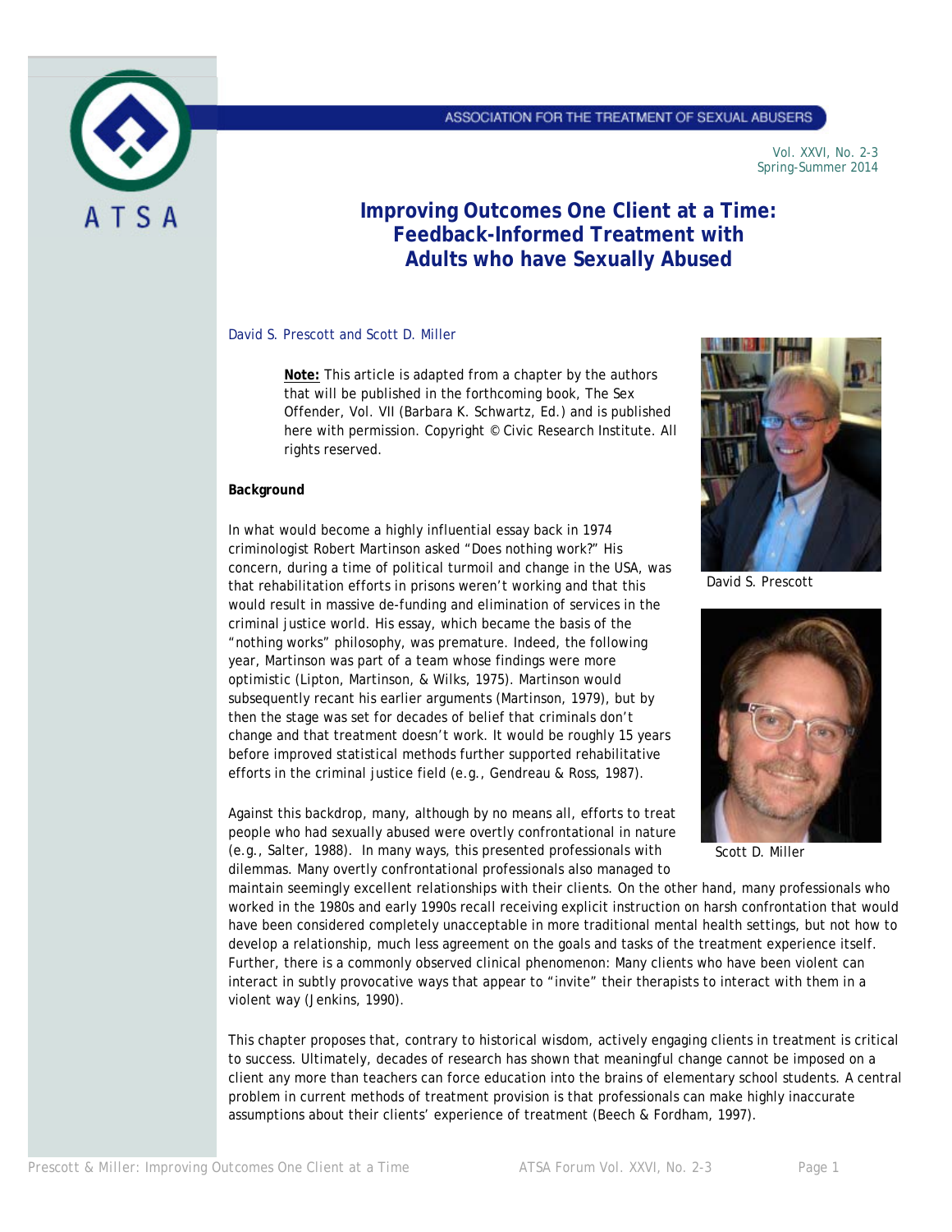# Improving Outcomes One Client at a Time: Feedback-Informed Treatment with Adults who have Sexually Abused

David S. Prescott and Scott D. Miller

**Note:** This article is adapted from a chapter by the authors that will be published in the forthcoming book, The Sex Offender, Vol. VII (Barbara K. Schwartz, Ed.) and is published here with permission. Copyright © Civic Research Institute. All rights reserved.

David S. Prescott

Scott D. Miller

**Background**

In what would become a highly influential essay back in 1974 criminologist Robert Martinson asked "Does nothing work?" His concern, during a time of political turmoil and change in the USA, was that rehabilitation efforts in prisons weren't working and that this would result in massive de-funding and elimination of services in the criminal justice world. His essay, which became the basis of the "nothing works" philosophy, was premature. Indeed, the following year, Martinson was part of a team whose findings were more optimistic (Lipton, Martinson, & Wilks, 1975). Martinson would subsequently recant his earlier arguments (Martinson, 1979), but by then the stage was set for decades of belief that criminals don't change and that treatment doesn't work. It would be roughly 15 years before improved statistical methods further supported rehabilitative efforts in the criminal justice field (e.g., Gendreau & Ross, 1987).

Against this backdrop, many, although by no means all, efforts to treat people who had sexually abused were overtly confrontational in nature (e.g., Salter, 1988). In many ways, this presented professionals with dilemmas. Many overtly confrontational professionals also managed to maintain seemingly excellent relationships with their clients. On the other hand, many professionals who worked in the 1980s and early 1990s recall receiving explicit instruction on harsh confrontation that would have been considered completely unacceptable in more traditional mental health settings, but not how to develop a relationship, much less agreement on the goals and tasks of the treatment experience itself. Further, there is a commonly observed clinical phenomenon: Many clients who have been violent can interact in subtly provocative ways that appear to "invite" their therapists to interact with them in a violent way (Jenkins, 1990).

This chapter proposes that, contrary to historical wisdom, actively engaging clients in treatment is critical to success. Ultimately, decades of research has shown that meaningful change cannot be imposed on a client any more than teachers can force education into the brains of elementary school students. A central problem in current methods of treatment provision is that professionals can make highly inaccurate assumptions about their clients' experience of treatment (Beech & Fordham, 1997).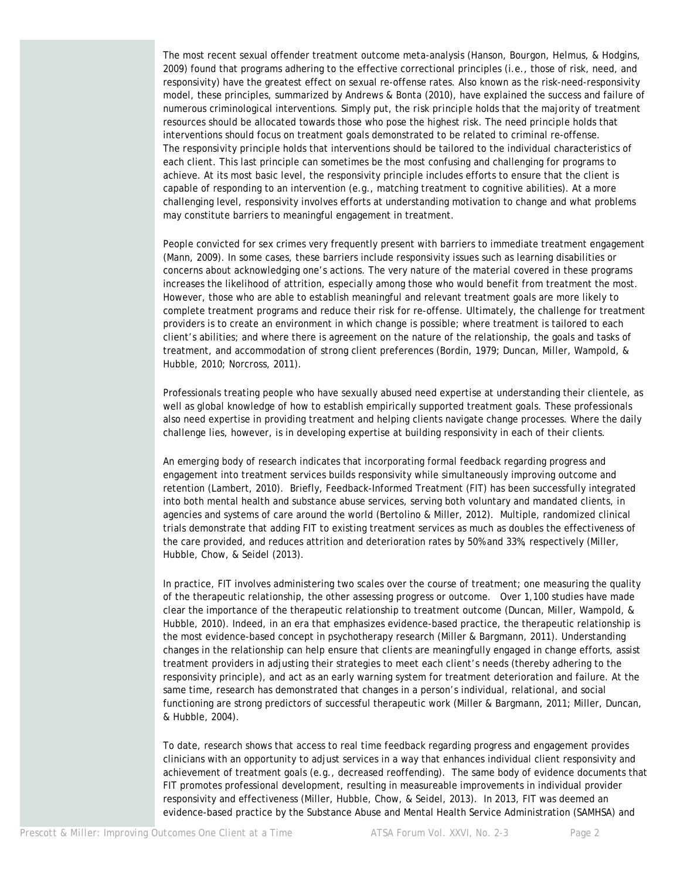The most recent sexual offender treatment outcome meta-analysis (Hanson, Bourgon, Helmus, & Hodgins, 2009) found that programs adhering to the effective correctional principles (i.e., those of risk, need, and responsivity) have the greatest effect on sexual re-offense rates. Also known as the risk-need-responsivity model, these principles, summarized by Andrews & Bonta (2010), have explained the success and failure of numerous criminological interventions. Simply put, the risk principle holds that the majority of treatment resources should be allocated towards those who pose the highest risk. The need principle holds that interventions should focus on treatment goals demonstrated to be related to criminal re-offense. The responsivity principle holds that interventions should be tailored to the individual characteristics of each client. This last principle can sometimes be the most confusing and challenging for programs to achieve. At its most basic level, the responsivity principle includes efforts to ensure that the client is capable of responding to an intervention (e.g., matching treatment to cognitive abilities). At a more challenging level, responsivity involves efforts at understanding motivation to change and what problems may constitute barriers to meaningful engagement in treatment.

People convicted for sex crimes very frequently present with barriers to immediate treatment engagement (Mann, 2009). In some cases, these barriers include responsivity issues such as learning disabilities or concerns about acknowledging one's actions. The very nature of the material covered in these programs increases the likelihood of attrition, especially among those who would benefit from treatment the most. However, those who are able to establish meaningful and relevant treatment goals are more likely to complete treatment programs and reduce their risk for re-offense. Ultimately, the challenge for treatment providers is to create an environment in which change is possible; where treatment is tailored to each client's abilities; and where there is agreement on the nature of the relationship, the goals and tasks of treatment, and accommodation of strong client preferences (Bordin, 1979; Duncan, Miller, Wampold, & Hubble, 2010; Norcross, 2011).

Professionals treating people who have sexually abused need expertise at understanding their clientele, as well as global knowledge of how to establish empirically supported treatment goals. These professionals also need expertise in providing treatment and helping clients navigate change processes. Where the daily challenge lies, however, is in developing expertise at building responsivity in each of their clients.

An emerging body of research indicates that incorporating formal feedback regarding progress and engagement into treatment services builds responsivity while simultaneously improving outcome and retention (Lambert, 2010). Briefly, Feedback-Informed Treatment (FIT) has been successfully integrated into both mental health and substance abuse services, serving both voluntary and mandated clients, in agencies and systems of care around the world (Bertolino & Miller, 2012). Multiple, randomized clinical trials demonstrate that adding FIT to existing treatment services as much as doubles the effectiveness of the care provided, and reduces attrition and deterioration rates by 50% and 33%, respectively (Miller, Hubble, Chow, & Seidel (2013).

In practice, FIT involves administering two scales over the course of treatment; one measuring the quality of the therapeutic relationship, the other assessing progress or outcome. Over 1,100 studies have made clear the importance of the therapeutic relationship to treatment outcome (Duncan, Miller, Wampold, & Hubble, 2010). Indeed, in an era that emphasizes evidence-based practice, the therapeutic relationship is the most evidence-based concept in psychotherapy research (Miller & Bargmann, 2011). Understanding changes in the relationship can help ensure that clients are meaningfully engaged in change efforts, assist treatment providers in adjusting their strategies to meet each client's needs (thereby adhering to the responsivity principle), and act as an early warning system for treatment deterioration and failure. At the same time, research has demonstrated that changes in a person's individual, relational, and social functioning are strong predictors of successful therapeutic work (Miller & Bargmann, 2011; Miller, Duncan, & Hubble, 2004).

To date, research shows that access to real time feedback regarding progress and engagement provides clinicians with an opportunity to adjust services in a way that enhances individual client responsivity and achievement of treatment goals (e.g., decreased reoffending). The same body of evidence documents that FIT promotes professional development, resulting in measureable improvements in individual provider responsivity and effectiveness (Miller, Hubble, Chow, & Seidel, 2013). In 2013, FIT was deemed an evidence-based practice by the Substance Abuse and Mental Health Service Administration (SAMHSA) and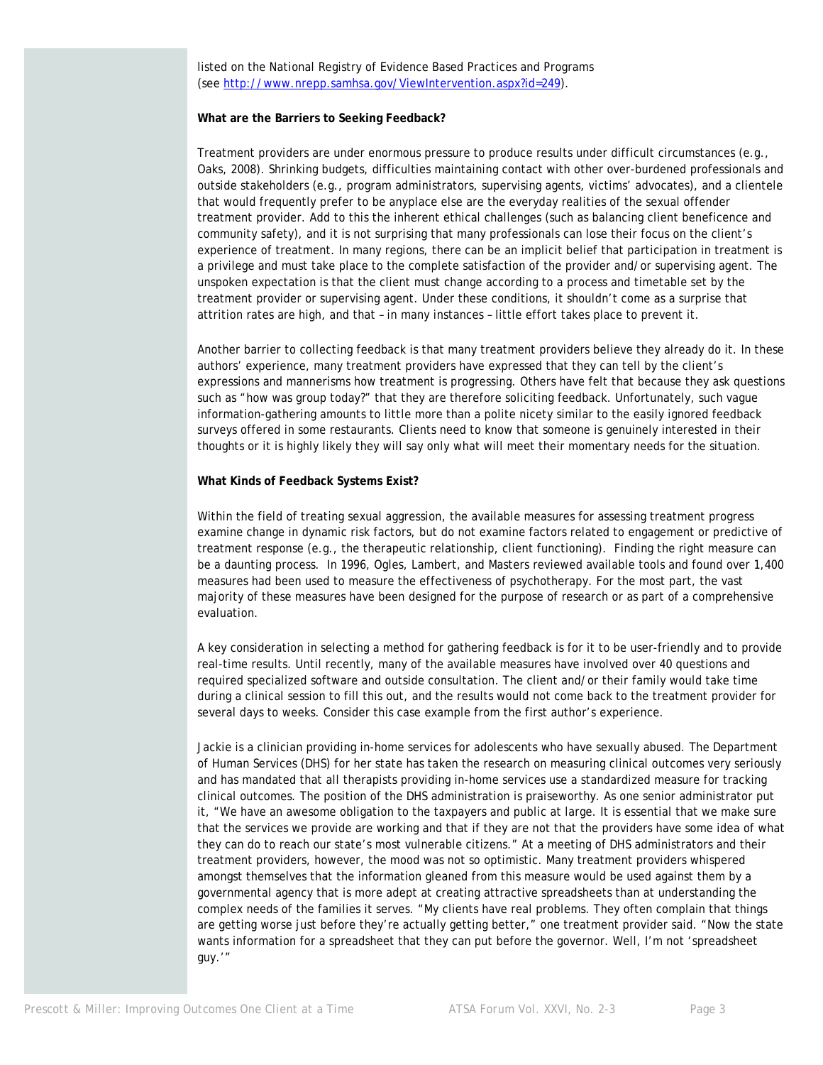listed on the National Registry of Evidence Based Practices and Programs (see [http://www.nrepp.samhsa.gov/ViewIntervention.aspx?id=249](http://www.nrepp.samhsa.gov/ViewIntervention.aspx?id=249)).

**What are the Barriers to Seeking Feedback?**

Treatment providers are under enormous pressure to produce results under difficult circumstances (e.g., Oaks, 2008). Shrinking budgets, difficulties maintaining contact with other over-burdened professionals and outside stakeholders (e.g., program administrators, supervising agents, victims' advocates), and a clientele that would frequently prefer to be anyplace else are the everyday realities of the sexual offender treatment provider. Add to this the inherent ethical challenges (such as balancing client beneficence and community safety), and it is not surprising that many professionals can lose their focus on the client's experience of treatment. In many regions, there can be an implicit belief that participation in treatment is a privilege and must take place to the complete satisfaction of the provider and/or supervising agent. The unspoken expectation is that the client must change according to a process and timetable set by the treatment provider or supervising agent. Under these conditions, it shouldn't come as a surprise that attrition rates are high, and that – in many instances – little effort takes place to prevent it.

Another barrier to collecting feedback is that many treatment providers believe they already do it. In these authors' experience, many treatment providers have expressed that they can tell by the client's expressions and mannerisms how treatment is progressing. Others have felt that because they ask questions such as "how was group today?" that they are therefore soliciting feedback. Unfortunately, such vague information-gathering amounts to little more than a polite nicety similar to the easily ignored feedback surveys offered in some restaurants. Clients need to know that someone is genuinely interested in their thoughts or it is highly likely they will say only what will meet their momentary needs for the situation.

**What Kinds of Feedback Systems Exist?**

Within the field of treating sexual aggression, the available measures for assessing treatment progress examine change in dynamic risk factors, but do not examine factors related to engagement or predictive of treatment response (e.g., the therapeutic relationship, client functioning). Finding the right measure can be a daunting process. In 1996, Ogles, Lambert, and Masters reviewed available tools and found over 1,400 measures had been used to measure the effectiveness of psychotherapy. For the most part, the vast majority of these measures have been designed for the purpose of research or as part of a comprehensive evaluation.

A key consideration in selecting a method for gathering feedback is for it to be user-friendly and to provide real-time results. Until recently, many of the available measures have involved over 40 questions and required specialized software and outside consultation. The client and/or their family would take time during a clinical session to fill this out, and the results would not come back to the treatment provider for several days to weeks. Consider this case example from the first author's experience.

Jackie is a clinician providing in-home services for adolescents who have sexually abused. The Department of Human Services (DHS) for her state has taken the research on measuring clinical outcomes very seriously and has mandated that all therapists providing in-home services use a standardized measure for tracking clinical outcomes. The position of the DHS administration is praiseworthy. As one senior administrator put it, "We have an awesome obligation to the taxpayers and public at large. It is essential that we make sure that the services we provide are working and that if they are not that the providers have some idea of what they can do to reach our state's most vulnerable citizens." At a meeting of DHS administrators and their treatment providers, however, the mood was not so optimistic. Many treatment providers whispered amongst themselves that the information gleaned from this measure would be used against them by a governmental agency that is more adept at creating attractive spreadsheets than at understanding the complex needs of the families it serves. "My clients have real problems. They often complain that things are getting worse just before they're actually getting better," one treatment provider said. "Now the state wants information for a spreadsheet that they can put before the governor. Well, I'm not 'spreadsheet guy.'"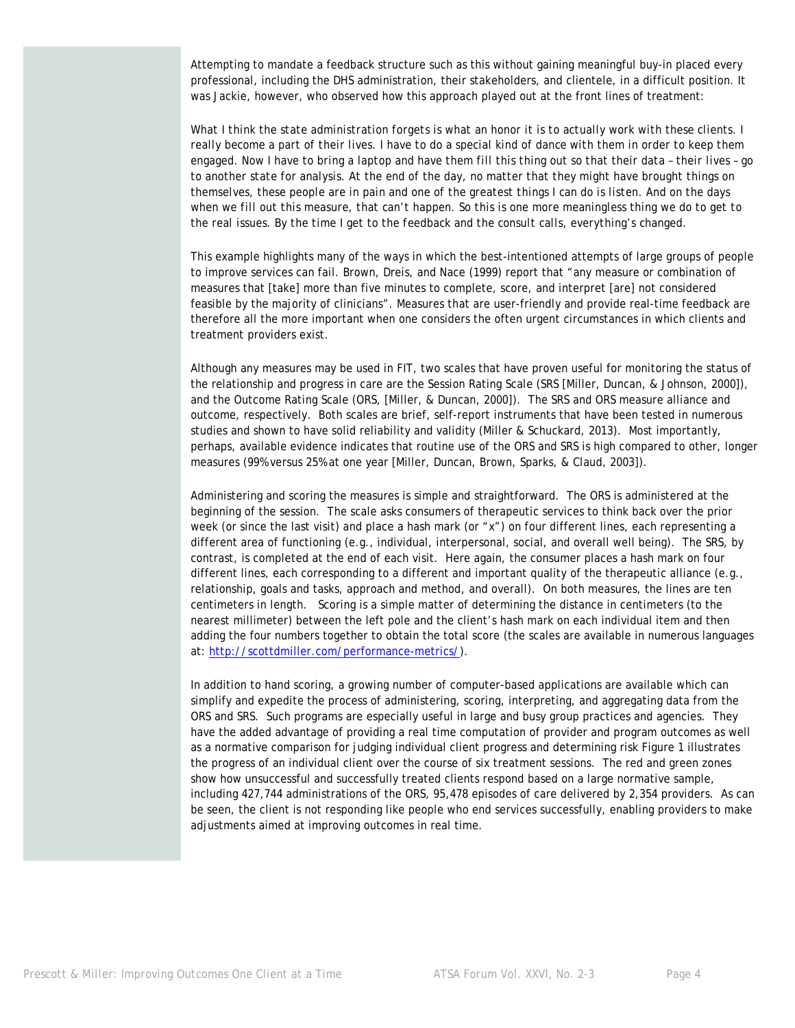Attempting to mandate a feedback structure such as this without gaining meaningful buy-in placed every professional, including the DHS administration, their stakeholders, and clientele, in a difficult position. It was Jackie, however, who observed how this approach played out at the front lines of treatment:

*What I think the state administration forgets is what an honor it is to actually work with these clients. I really become a part of their lives. I have to do a special kind of dance with them in order to keep them engaged. Now I have to bring a laptop and have them fill this thing out so that their data – their lives – go to another state for analysis. At the end of the day, no matter that they might have brought things on themselves, these people are in pain and one of the greatest things I can do is listen. And on the days when we fill out this measure, that can't happen. So this is one more meaningless thing we do to get to the real issues. By the time I get to the feedback and the consult calls, everything's changed.*

This example highlights many of the ways in which the best-intentioned attempts of large groups of people to improve services can fail. Brown, Dreis, and Nace (1999) report that "any measure or combination of measures that [take] more than five minutes to complete, score, and interpret [are] not considered feasible by the majority of clinicians". Measures that are user-friendly and provide real-time feedback are therefore all the more important when one considers the often urgent circumstances in which clients and treatment providers exist.

Although any measures may be used in FIT, two scales that have proven useful for monitoring the status of the relationship and progress in care are the Session Rating Scale (SRS [Miller, Duncan, & Johnson, 2000]), and the Outcome Rating Scale (ORS, [Miller, & Duncan, 2000]). The SRS and ORS measure alliance and outcome, respectively. Both scales are brief, self-report instruments that have been tested in numerous studies and shown to have solid reliability and validity (Miller & Schuckard, 2013). Most importantly, perhaps, available evidence indicates that routine use of the ORS and SRS is high compared to other, longer measures (99% versus 25% at one year [Miller, Duncan, Brown, Sparks, & Claud, 2003]).

Administering and scoring the measures is simple and straightforward. The ORS is administered at the beginning of the session. The scale asks consumers of therapeutic services to think back over the prior week (or since the last visit) and place a hash mark (or "x") on four different lines, each representing a different area of functioning (e.g., individual, interpersonal, social, and overall well being). The SRS, by contrast, is completed at the end of each visit. Here again, the consumer places a hash mark on four different lines, each corresponding to a different and important quality of the therapeutic alliance (e.g., relationship, goals and tasks, approach and method, and overall). On both measures, the lines are ten centimeters in length. Scoring is a simple matter of determining the distance in centimeters (to the nearest millimeter) between the left pole and the client's hash mark on each individual item and then adding the four numbers together to obtain the total score (the scales are available in numerous languages at: [http://scottdmiller.com/performance-metrics/](http://scottdmiller.com/performance-metrics/)).

In addition to hand scoring, a growing number of computer-based applications are available which can simplify and expedite the process of administering, scoring, interpreting, and aggregating data from the ORS and SRS. Such programs are especially useful in large and busy group practices and agencies. They have the added advantage of providing a real time computation of provider and program outcomes as well as a normative comparison for judging individual client progress and determining risk Figure 1 illustrates the progress of an individual client over the course of six treatment sessions. The red and green zones show how unsuccessful and successfully treated clients respond based on a large normative sample, including 427,744 administrations of the ORS, 95,478 episodes of care delivered by 2,354 providers. As can be seen, the client is not responding like people who end services successfully, enabling providers to make adjustments aimed at improving outcomes in real time.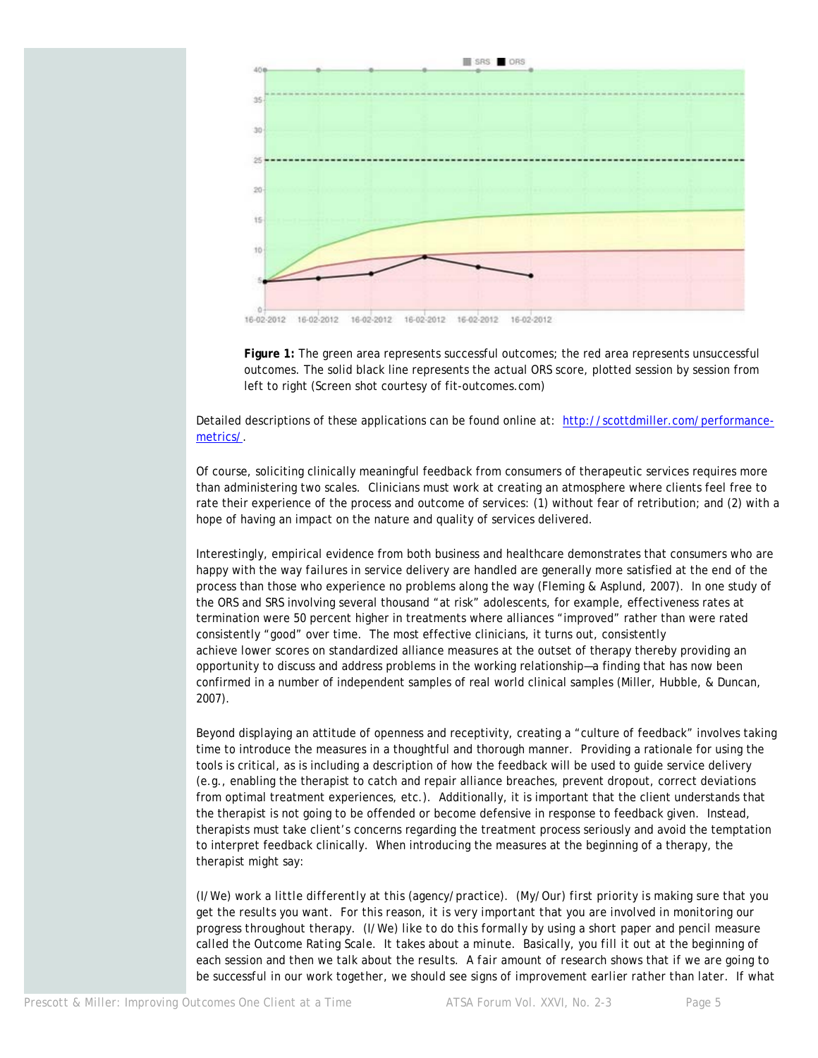SRS ORS

40
35
30
25
20
15
10
5
0

16-02-2012 16-02-2012 16-02-2012 16-02-2012 16-02-2012 16-02-2012

**Figure 1:** The green area represents successful outcomes; the red area represents unsuccessful outcomes. The solid black line represents the actual ORS score, plotted session by session from left to right (Screen shot courtesy of fit-outcomes.com)

Detailed descriptions of these applications can be found online at: [http://scottdmiller.com/performance-metrics/](http://scottdmiller.com/performance-metrics/).

Of course, soliciting clinically meaningful feedback from consumers of therapeutic services requires more than administering two scales. Clinicians must work at creating an atmosphere where clients feel free to rate their experience of the process and outcome of services: (1) without fear of retribution; and (2) with a hope of having an impact on the nature and quality of services delivered.

Interestingly, empirical evidence from both business and healthcare demonstrates that consumers who are happy with the way failures in service delivery are handled are generally more satisfied at the end of the process than those who experience no problems along the way (Fleming & Asplund, 2007). In one study of the ORS and SRS involving several thousand "at risk" adolescents, for example, effectiveness rates at termination were 50 percent higher in treatments where alliances "improved" rather than were rated consistently "good" over time. The most effective clinicians, it turns out, consistently achieve lower scores on standardized alliance measures at the outset of therapy thereby providing an opportunity to discuss and address problems in the working relationship—a finding that has now been confirmed in a number of independent samples of real world clinical samples (Miller, Hubble, & Duncan, 2007).

Beyond displaying an attitude of openness and receptivity, creating a "culture of feedback" involves taking time to introduce the measures in a thoughtful and thorough manner. Providing a rationale for using the tools is critical, as is including a description of how the feedback will be used to guide service delivery (e.g., enabling the therapist to catch and repair alliance breaches, prevent dropout, correct deviations from optimal treatment experiences, etc.). Additionally, it is important that the client understands that the therapist is not going to be offended or become defensive in response to feedback given. Instead, therapists must take client's concerns regarding the treatment process seriously and avoid the temptation to interpret feedback clinically. When introducing the measures at the beginning of a therapy, the therapist might say:

*(I/We) work a little differently at this (agency/practice). (My/Our) first priority is making sure that you get the results you want. For this reason, it is very important that you are involved in monitoring our progress throughout therapy. (I/We) like to do this formally by using a short paper and pencil measure called the Outcome Rating Scale. It takes about a minute. Basically, you fill it out at the beginning of each session and then we talk about the results. A fair amount of research shows that if we are going to be successful in our work together, we should see signs of improvement earlier rather than later. If what*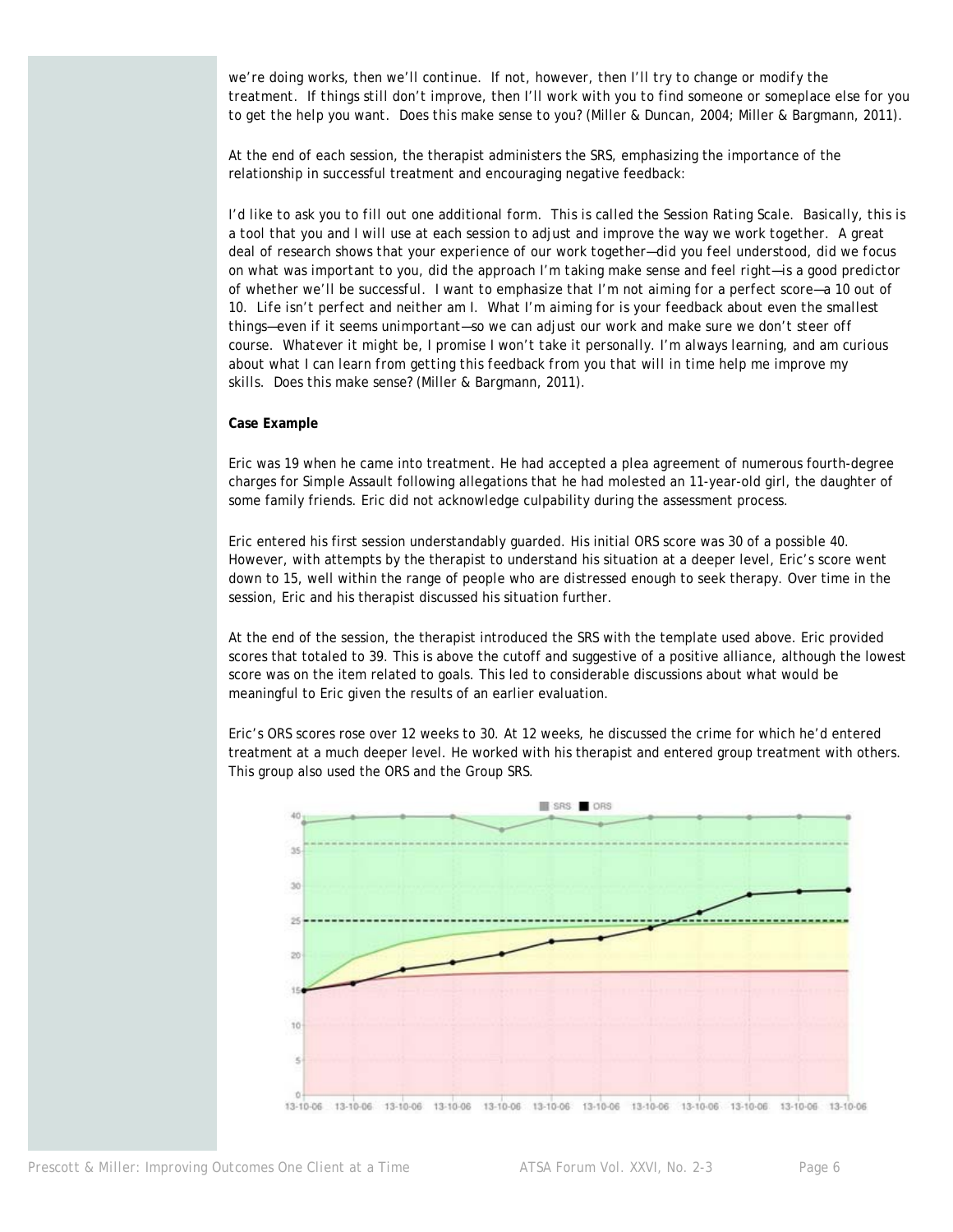we're doing works, then we'll continue. If not, however, then I'll try to change or modify the treatment. If things still don't improve, then I'll work with you to find someone or someplace else for you to get the help you want. Does this make sense to you? (Miller & Duncan, 2004; Miller & Bargmann, 2011).

At the end of each session, the therapist administers the SRS, emphasizing the importance of the relationship in successful treatment and encouraging negative feedback:

I'd like to ask you to fill out one additional form. This is called the Session Rating Scale. Basically, this is a tool that you and I will use at each session to adjust and improve the way we work together. A great deal of research shows that your experience of our work together—did you feel understood, did we focus on what was important to you, did the approach I'm taking make sense and feel right—is a good predictor of whether we'll be successful. I want to emphasize that I'm not aiming for a perfect score—a 10 out of 10. Life isn't perfect and neither am I. What I'm aiming for is your feedback about even the smallest things—even if it seems unimportant—so we can adjust our work and make sure we don't steer off course. Whatever it might be, I promise I won't take it personally. I'm always learning, and am curious about what I can learn from getting this feedback from you that will in time help me improve my skills. Does this make sense? (Miller & Bargmann, 2011).

**Case Example**

Eric was 19 when he came into treatment. He had accepted a plea agreement of numerous fourth-degree charges for Simple Assault following allegations that he had molested an 11-year-old girl, the daughter of some family friends. Eric did not acknowledge culpability during the assessment process.

Eric entered his first session understandably guarded. His initial ORS score was 30 of a possible 40. However, with attempts by the therapist to understand his situation at a deeper level, Eric's score went down to 15, well within the range of people who are distressed enough to seek therapy. Over time in the session, Eric and his therapist discussed his situation further.

At the end of the session, the therapist introduced the SRS with the template used above. Eric provided scores that totaled to 39. This is above the cutoff and suggestive of a positive alliance, although the lowest score was on the item related to goals. This led to considerable discussions about what would be meaningful to Eric given the results of an earlier evaluation.

Eric's ORS scores rose over 12 weeks to 30. At 12 weeks, he discussed the crime for which he'd entered treatment at a much deeper level. He worked with his therapist and entered group treatment with others. This group also used the ORS and the Group SRS.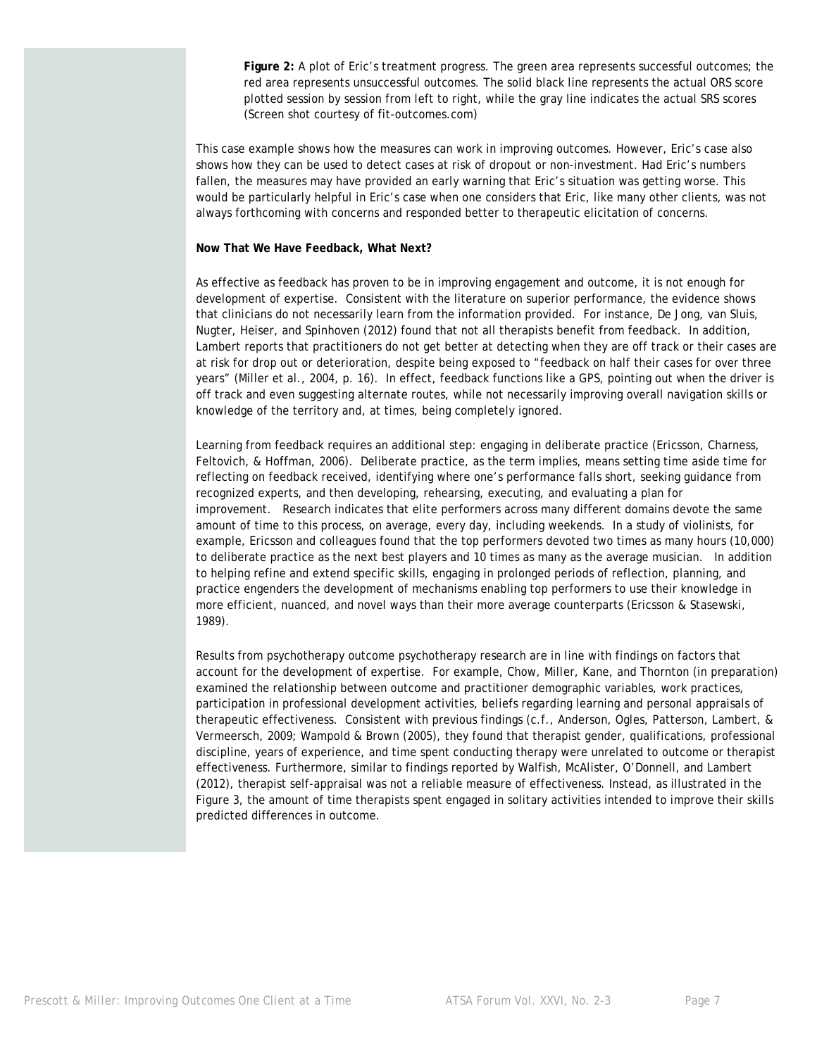**Figure 2:** A plot of Eric's treatment progress. The green area represents successful outcomes; the red area represents unsuccessful outcomes. The solid black line represents the actual ORS score plotted session by session from left to right, while the gray line indicates the actual SRS scores (Screen shot courtesy of fit-outcomes.com)

This case example shows how the measures can work in improving outcomes. However, Eric's case also shows how they can be used to detect cases at risk of dropout or non-investment. Had Eric's numbers fallen, the measures may have provided an early warning that Eric's situation was getting worse. This would be particularly helpful in Eric's case when one considers that Eric, like many other clients, was not always forthcoming with concerns and responded better to therapeutic elicitation of concerns.

**Now That We Have Feedback, What Next?**

As effective as feedback has proven to be in improving engagement and outcome, it is not enough for development of expertise. Consistent with the literature on superior performance, the evidence shows that clinicians do not necessarily learn from the information provided. For instance, De Jong, van Sluis, Nugter, Heiser, and Spinhoven (2012) found that not all therapists benefit from feedback. In addition, Lambert reports that practitioners do not get better at detecting when they are off track or their cases are at risk for drop out or deterioration, despite being exposed to "feedback on half their cases for over three years" (Miller et al., 2004, p. 16). In effect, feedback functions like a GPS, pointing out when the driver is off track and even suggesting alternate routes, while not necessarily improving overall navigation skills or knowledge of the territory and, at times, being completely ignored.

Learning from feedback requires an additional step: engaging in deliberate practice (Ericsson, Charness, Feltovich, & Hoffman, 2006). Deliberate practice, as the term implies, means setting time aside time for reflecting on feedback received, identifying where one's performance falls short, seeking guidance from recognized experts, and then developing, rehearsing, executing, and evaluating a plan for improvement. Research indicates that elite performers across many different domains devote the same amount of time to this process, on average, every day, including weekends. In a study of violinists, for example, Ericsson and colleagues found that the top performers devoted two times as many hours (10,000) to deliberate practice as the next best players and 10 times as many as the average musician. In addition to helping refine and extend specific skills, engaging in prolonged periods of reflection, planning, and practice engenders the development of mechanisms enabling top performers to use their knowledge in more efficient, nuanced, and novel ways than their more average counterparts (Ericsson & Stasewski, 1989).

Results from psychotherapy outcome psychotherapy research are in line with findings on factors that account for the development of expertise. For example, Chow, Miller, Kane, and Thornton (in preparation) examined the relationship between outcome and practitioner demographic variables, work practices, participation in professional development activities, beliefs regarding learning and personal appraisals of therapeutic effectiveness. Consistent with previous findings (c.f., Anderson, Ogles, Patterson, Lambert, & Vermeersch, 2009; Wampold & Brown (2005), they found that therapist gender, qualifications, professional discipline, years of experience, and time spent conducting therapy were unrelated to outcome or therapist effectiveness. Furthermore, similar to findings reported by Walfish, McAlister, O'Donnell, and Lambert (2012), therapist self-appraisal was not a reliable measure of effectiveness. Instead, as illustrated in the Figure 3, the amount of time therapists spent engaged in solitary activities intended to improve their skills predicted differences in outcome.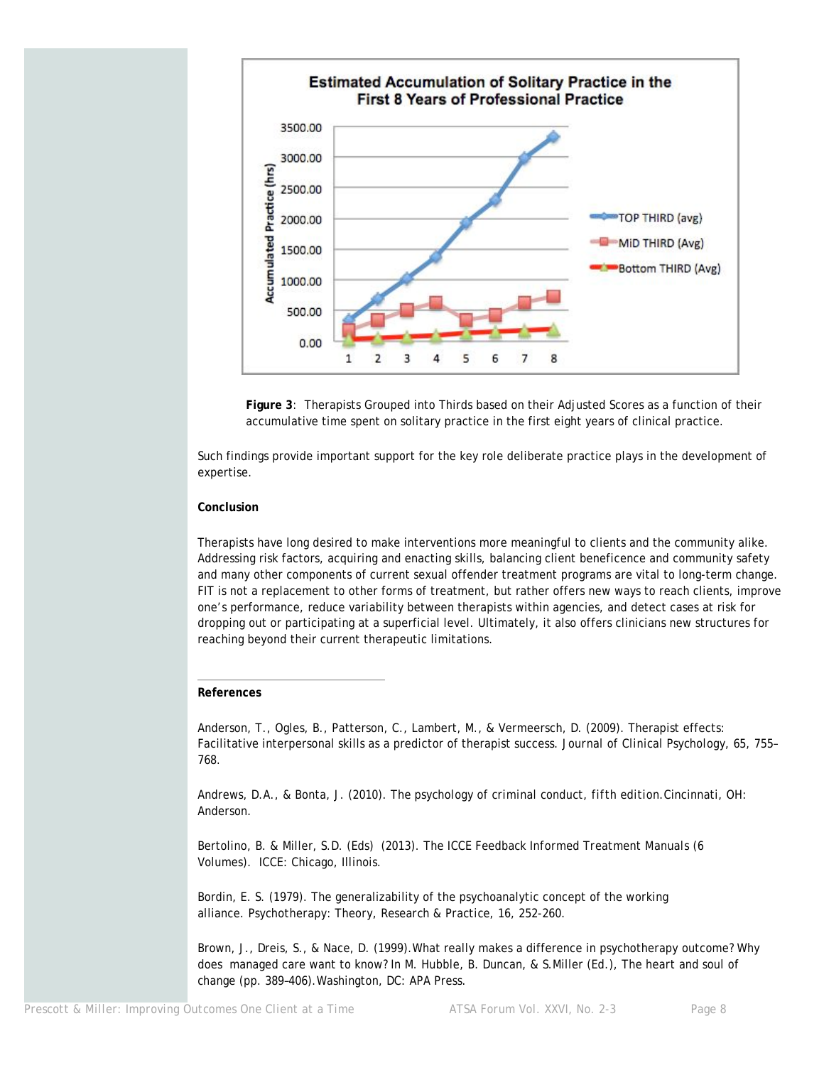**Figure 3**: Therapists Grouped into Thirds based on their Adjusted Scores as a function of their accumulative time spent on solitary practice in the first eight years of clinical practice.

Such findings provide important support for the key role deliberate practice plays in the development of expertise.

**Conclusion**

Therapists have long desired to make interventions more meaningful to clients and the community alike. Addressing risk factors, acquiring and enacting skills, balancing client beneficence and community safety and many other components of current sexual offender treatment programs are vital to long-term change. FIT is not a replacement to other forms of treatment, but rather offers new ways to reach clients, improve one's performance, reduce variability between therapists within agencies, and detect cases at risk for dropping out or participating at a superficial level. Ultimately, it also offers clinicians new structures for reaching beyond their current therapeutic limitations.

**References**

Anderson, T., Ogles, B., Patterson, C., Lambert, M., & Vermeersch, D. (2009). Therapist effects: Facilitative interpersonal skills as a predictor of therapist success. Journal of Clinical Psychology, 65, 755–768.

Andrews, D.A., & Bonta, J. (2010). The psychology of criminal conduct, fifth edition. Cincinnati, OH: Anderson.

Bertolino, B. & Miller, S.D. (Eds) (2013). The ICCE Feedback Informed Treatment Manuals (6 Volumes). ICCE: Chicago, Illinois.

Bordin, E. S. (1979). The generalizability of the psychoanalytic concept of the working alliance. Psychotherapy: Theory, Research & Practice, 16, 252-260.

Brown, J., Dreis, S., & Nace, D. (1999). What really makes a difference in psychotherapy outcome? Why does managed care want to know? In M. Hubble, B. Duncan, & S. Miller (Ed.), The heart and soul of change (pp. 389–406). Washington, DC: APA Press.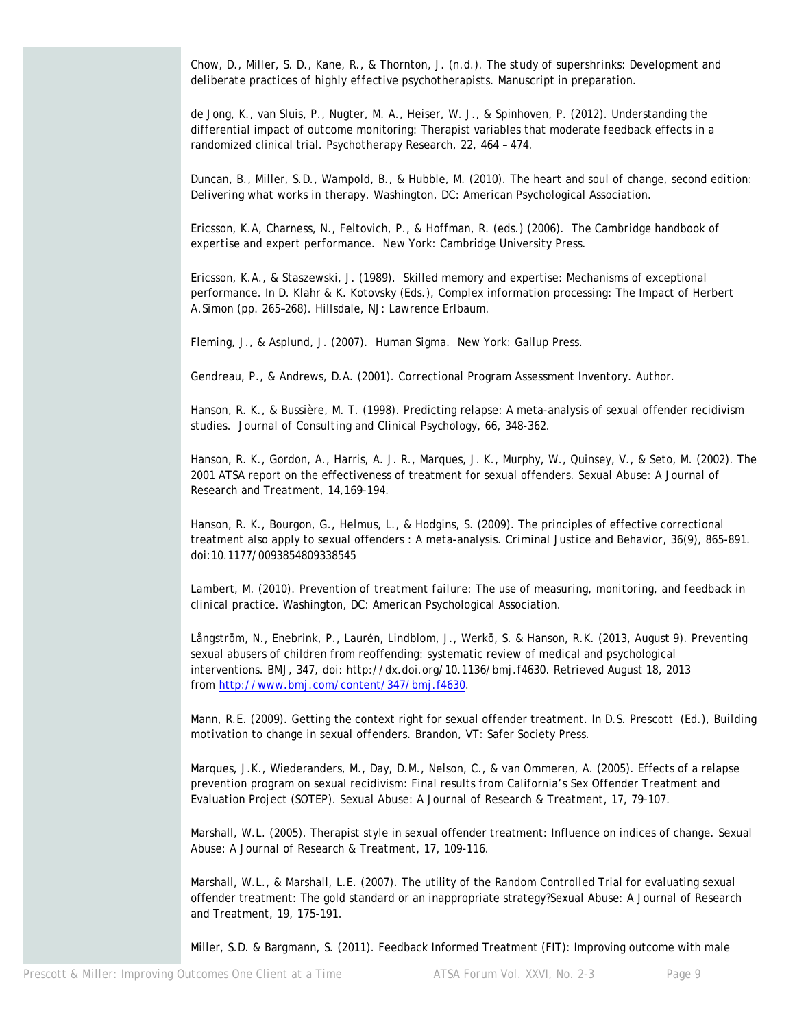Chow, D., Miller, S. D., Kane, R., & Thornton, J. (n.d.). The study of supershrinks: Development and deliberate practices of highly effective psychotherapists. Manuscript in preparation.

de Jong, K., van Sluis, P., Nugter, M. A., Heiser, W. J., & Spinhoven, P. (2012). Understanding the differential impact of outcome monitoring: Therapist variables that moderate feedback effects in a randomized clinical trial. *Psychotherapy Research, 22*, 464 – 474.

Duncan, B., Miller, S.D., Wampold, B., & Hubble, M. (2010). *The heart and soul of change, second edition: Delivering what works in therapy.* Washington, DC: American Psychological Association.

Ericsson, K.A, Charness, N., Feltovich, P., & Hoffman, R. (eds.) (2006). *The Cambridge handbook of expertise and expert performance.* New York: Cambridge University Press.

Ericsson, K.A., & Staszewski, J. (1989). Skilled memory and expertise: Mechanisms of exceptional performance. In D. Klahr & K. Kotovsky (Eds.), *Complex information processing: The Impact of Herbert A.Simon* (pp. 265–268). Hillsdale, NJ: Lawrence Erlbaum.

Fleming, J., & Asplund, J. (2007). *Human Sigma.* New York: Gallup Press.

Gendreau, P., & Andrews, D.A. (2001). *Correctional Program Assessment Inventory.* Author.

Hanson, R. K., & Bussière, M. T. (1998). Predicting relapse: A meta-analysis of sexual offender recidivism studies. *Journal of Consulting and Clinical Psychology, 66*, 348-362.

Hanson, R. K., Gordon, A., Harris, A. J. R., Marques, J. K., Murphy, W., Quinsey, V., & Seto, M. (2002). The 2001 ATSA report on the effectiveness of treatment for sexual offenders. *Sexual Abuse: A Journal of Research and Treatment, 14*,169-194.

Hanson, R. K., Bourgon, G., Helmus, L., & Hodgins, S. (2009). The principles of effective correctional treatment also apply to sexual offenders : A meta-analysis. *Criminal Justice and Behavior, 36*(9), 865-891. doi:10.1177/0093854809338545

Lambert, M. (2010). *Prevention of treatment failure: The use of measuring, monitoring, and feedback in clinical practice.* Washington, DC: American Psychological Association.

Långström, N., Enebrink, P., Laurén, Lindblom, J., Werkö, S. & Hanson, R.K. (2013, August 9). Preventing sexual abusers of children from reoffending: systematic review of medical and psychological interventions. *BMJ, 347*, doi: http://dx.doi.org/10.1136/bmj.f4630. Retrieved August 18, 2013 from [http://www.bmj.com/content/347/bmj.f4630](http://www.bmj.com/content/347/bmj.f4630).

Mann, R.E. (2009). Getting the context right for sexual offender treatment. In D.S. Prescott (Ed.), *Building motivation to change in sexual offenders.* Brandon, VT: Safer Society Press.

Marques, J.K., Wiederanders, M., Day, D.M., Nelson, C., & van Ommeren, A. (2005). Effects of a relapse prevention program on sexual recidivism: Final results from California's Sex Offender Treatment and Evaluation Project (SOTEP). *Sexual Abuse: A Journal of Research & Treatment, 17*, 79-107.

Marshall, W.L. (2005). Therapist style in sexual offender treatment: Influence on indices of change. *Sexual Abuse: A Journal of Research & Treatment, 17*, 109-116.

Marshall, W.L., & Marshall, L.E. (2007). The utility of the Random Controlled Trial for evaluating sexual offender treatment: The gold standard or an inappropriate strategy?*Sexual Abuse: A Journal of Research and Treatment, 19*, 175-191.

Miller, S.D. & Bargmann, S. (2011). Feedback Informed Treatment (FIT): Improving outcome with male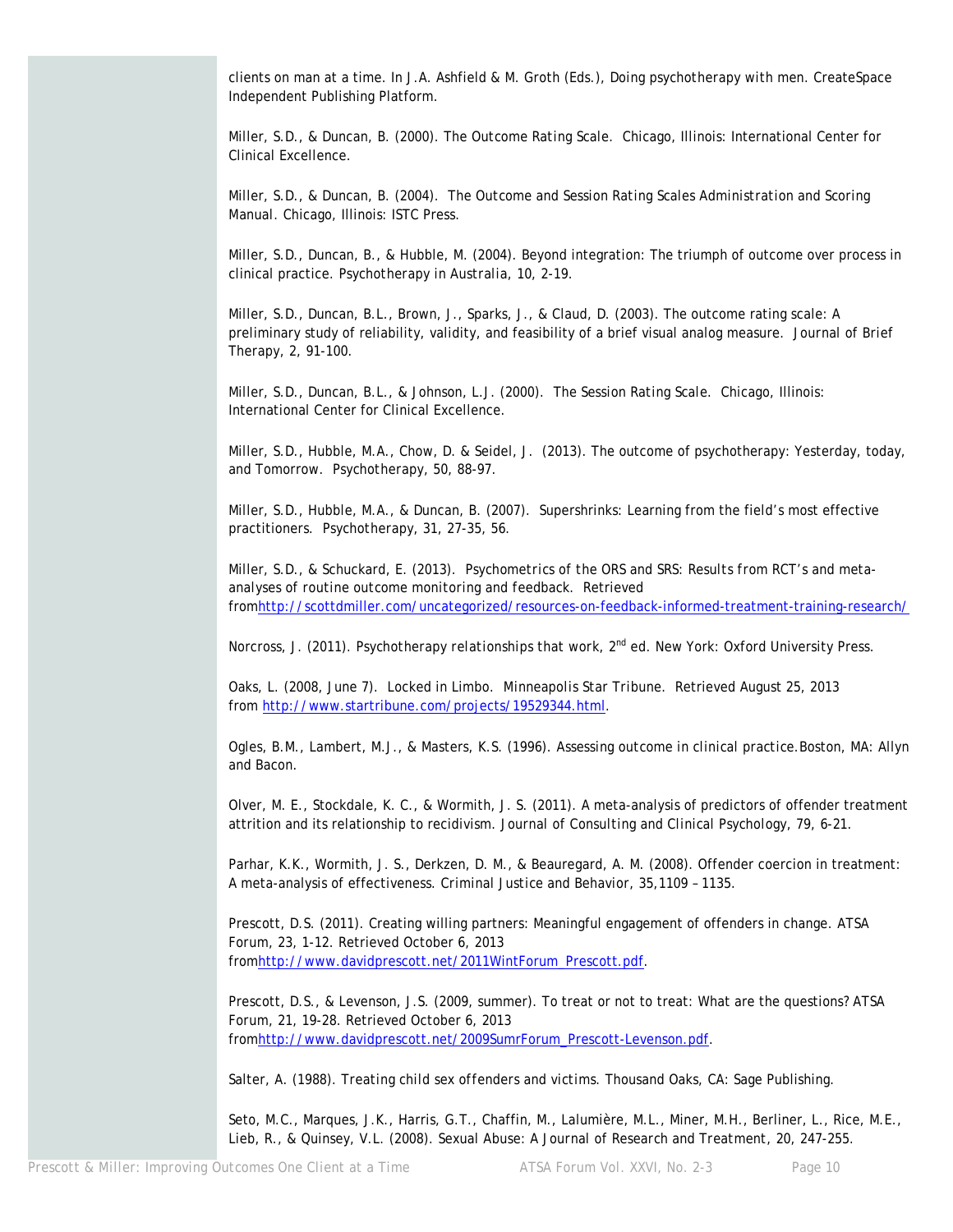clients on man at a time. In J.A. Ashfield & M. Groth (Eds.), *Doing psychotherapy with men.* CreateSpace Independent Publishing Platform.

Miller, S.D., & Duncan, B. (2000). *The Outcome Rating Scale*. Chicago, Illinois: International Center for Clinical Excellence.

Miller, S.D., & Duncan, B. (2004). *The Outcome and Session Rating Scales Administration and Scoring Manual.* Chicago, Illinois: ISTC Press.

Miller, S.D., Duncan, B., & Hubble, M. (2004). Beyond integration: The triumph of outcome over process in clinical practice. *Psychotherapy in Australia, 10*, 2-19.

Miller, S.D., Duncan, B.L., Brown, J., Sparks, J., & Claud, D. (2003). The outcome rating scale: A preliminary study of reliability, validity, and feasibility of a brief visual analog measure. *Journal of Brief Therapy, 2*, 91-100.

Miller, S.D., Duncan, B.L., & Johnson, L.J. (2000). *The Session Rating Scale.* Chicago, Illinois: International Center for Clinical Excellence.

Miller, S.D., Hubble, M.A., Chow, D. & Seidel, J. (2013). The outcome of psychotherapy: Yesterday, today, and Tomorrow. *Psychotherapy, 50*, 88-97.

Miller, S.D., Hubble, M.A., & Duncan, B. (2007). Supershrinks: Learning from the field's most effective practitioners. *Psychotherapy, 31*, 27-35, 56.

Miller, S.D., & Schuckard, E. (2013). *Psychometrics of the ORS and SRS: Results from RCT's and meta-analyses of routine outcome monitoring and feedback.* Retrieved from http://scottdmiller.com/uncategorized/resources-on-feedback-informed-treatment-training-research/

Norcross, J. (2011). *Psychotherapy relationships that work, 2nd ed.* New York: Oxford University Press.

Oaks, L. (2008, June 7). Locked in Limbo. *Minneapolis Star Tribune*. Retrieved August 25, 2013 from http://www.startribune.com/projects/19529344.html.

Ogles, B.M., Lambert, M.J., & Masters, K.S. (1996). *Assessing outcome in clinical practice.* Boston, MA: Allyn and Bacon.

Olver, M. E., Stockdale, K. C., & Wormith, J. S. (2011). A meta-analysis of predictors of offender treatment attrition and its relationship to recidivism. *Journal of Consulting and Clinical Psychology, 79*, 6-21.

Parhar, K.K., Wormith, J. S., Derkzen, D. M., & Beauregard, A. M. (2008). Offender coercion in treatment: A meta-analysis of effectiveness. *Criminal Justice and Behavior, 35*, 1109 – 1135.

Prescott, D.S. (2011). Creating willing partners: Meaningful engagement of offenders in change. *ATSA Forum, 23*, 1-12. Retrieved October 6, 2013 from http://www.davidprescott.net/2011WintForum_Prescott.pdf.

Prescott, D.S., & Levenson, J.S. (2009, summer). To treat or not to treat: What are the questions? *ATSA Forum, 21*, 19-28. Retrieved October 6, 2013 from http://www.davidprescott.net/2009SumrForum_Prescott-Levenson.pdf.

Salter, A. (1988). *Treating child sex offenders and victims.* Thousand Oaks, CA: Sage Publishing.

Seto, M.C., Marques, J.K., Harris, G.T., Chaffin, M., Lalumière, M.L., Miner, M.H., Berliner, L., Rice, M.E., Lieb, R., & Quinsey, V.L. (2008). *Sexual Abuse: A Journal of Research and Treatment, 20*, 247-255.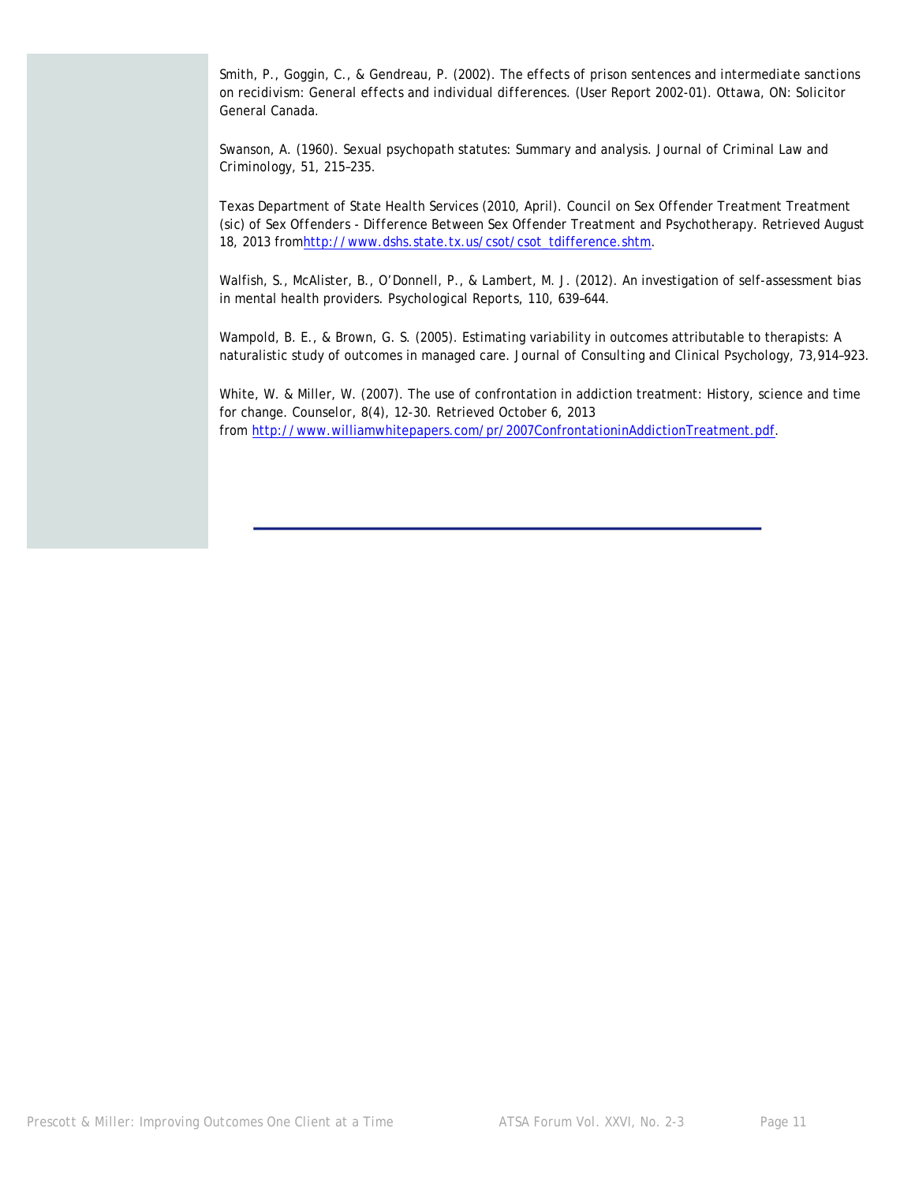Smith, P., Goggin, C., & Gendreau, P. (2002). The effects of prison sentences and intermediate sanctions on recidivism: General effects and individual differences. (User Report 2002-01). Ottawa, ON: Solicitor General Canada.

Swanson, A. (1960). Sexual psychopath statutes: Summary and analysis. *Journal of Criminal Law and Criminology*, 51, 215–235.

Texas Department of State Health Services (2010, April). Council on Sex Offender Treatment Treatment (sic) of Sex Offenders - Difference Between Sex Offender Treatment and Psychotherapy. Retrieved August 18, 2013 fromhttp://www.dshs.state.tx.us/csot/csot_tdifference.shtm.

Walfish, S., McAlister, B., O'Donnell, P., & Lambert, M. J. (2012). An investigation of self-assessment bias in mental health providers. *Psychological Reports*, 110, 639–644.

Wampold, B. E., & Brown, G. S. (2005). Estimating variability in outcomes attributable to therapists: A naturalistic study of outcomes in managed care. *Journal of Consulting and Clinical Psychology*, 73,914–923.

White, W. & Miller, W. (2007). The use of confrontation in addiction treatment: History, science and time for change. *Counselor*, 8(4), 12-30. Retrieved October 6, 2013 from http://www.williamwhitepapers.com/pr/2007ConfrontationinAddictionTreatment.pdf.